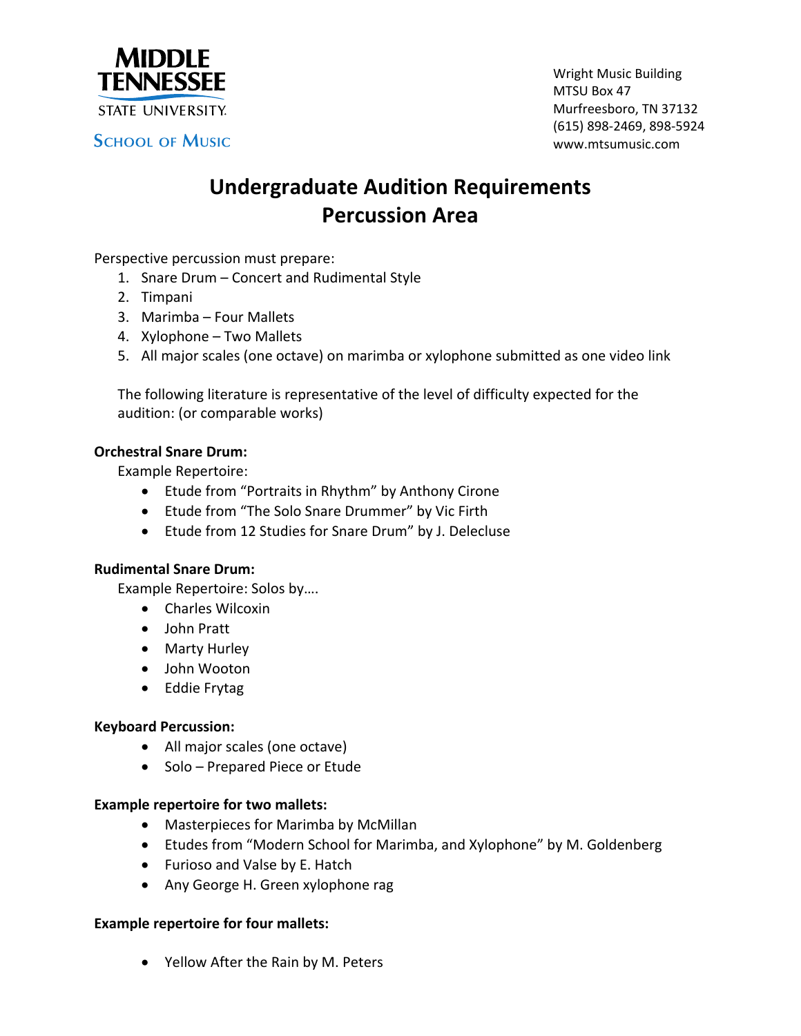**MIDDLE TENNESSEE STATE UNIVERSITY**

**SCHOOL OF MUSIC**

Wright Music Building
MTSU Box 47
Murfreesboro, TN 37132
(615) 898-2469, 898-5924
www.mtsumusic.com

# Undergraduate Audition Requirements
# Percussion Area

Perspective percussion must prepare:

1. Snare Drum – Concert and Rudimental Style
2. Timpani
3. Marimba – Four Mallets
4. Xylophone – Two Mallets
5. All major scales (one octave) on marimba or xylophone submitted as one video link

The following literature is representative of the level of difficulty expected for the audition: (or comparable works)

**Orchestral Snare Drum:**

Example Repertoire:

- Etude from "Portraits in Rhythm" by Anthony Cirone
- Etude from "The Solo Snare Drummer" by Vic Firth
- Etude from 12 Studies for Snare Drum" by J. Delecluse

**Rudimental Snare Drum:**

Example Repertoire: Solos by….

- Charles Wilcoxin
- John Pratt
- Marty Hurley
- John Wooton
- Eddie Frytag

**Keyboard Percussion:**

- All major scales (one octave)
- Solo – Prepared Piece or Etude

**Example repertoire for two mallets:**

- Masterpieces for Marimba by McMillan
- Etudes from "Modern School for Marimba, and Xylophone" by M. Goldenberg
- Furioso and Valse by E. Hatch
- Any George H. Green xylophone rag

**Example repertoire for four mallets:**

- Yellow After the Rain by M. Peters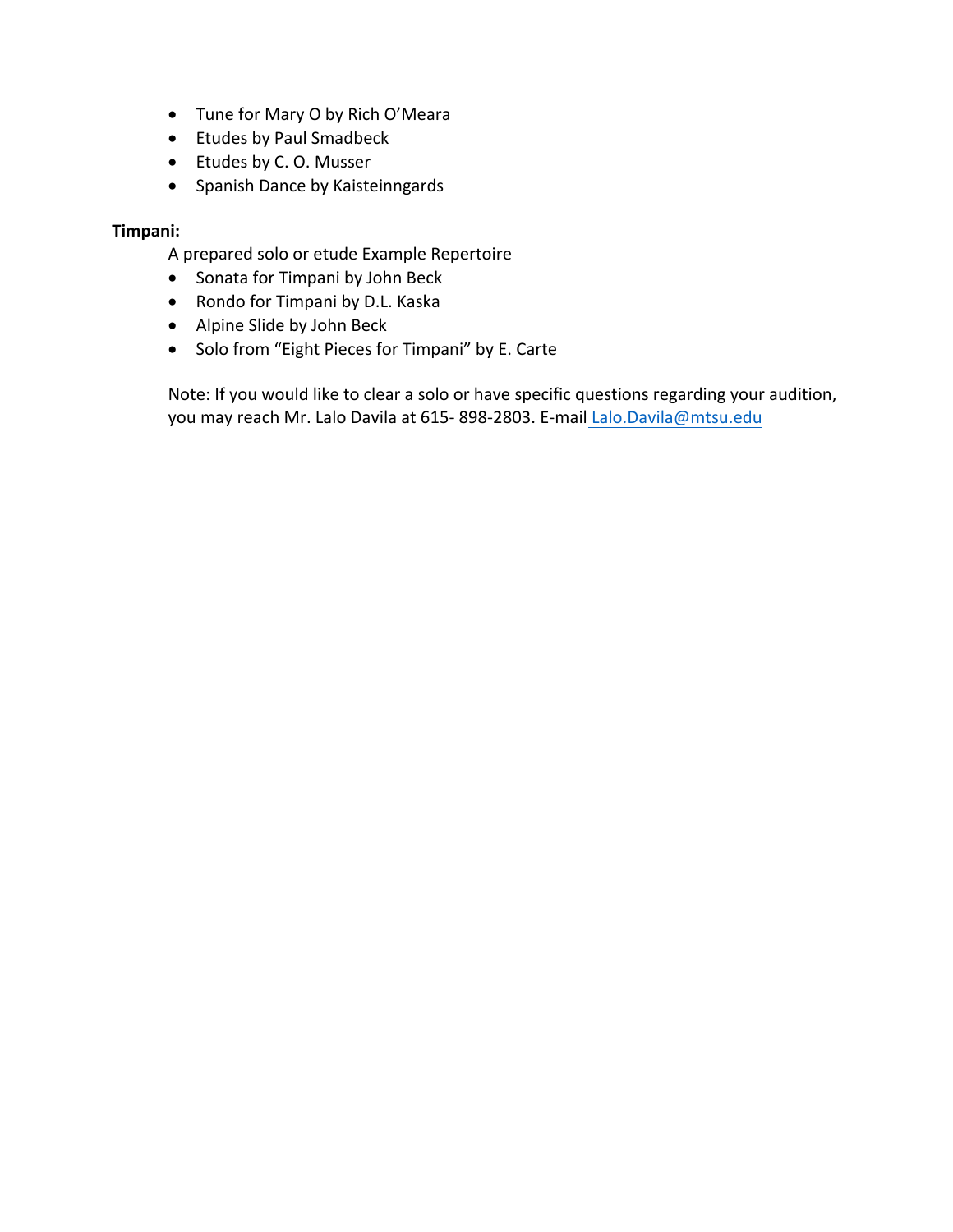- Tune for Mary O by Rich O'Meara
- Etudes by Paul Smadbeck
- Etudes by C. O. Musser
- Spanish Dance by Kaisteinngards

**Timpani:**

A prepared solo or etude Example Repertoire

- Sonata for Timpani by John Beck
- Rondo for Timpani by D.L. Kaska
- Alpine Slide by John Beck
- Solo from "Eight Pieces for Timpani" by E. Carte

Note: If you would like to clear a solo or have specific questions regarding your audition, you may reach Mr. Lalo Davila at 615- 898-2803. E-mail Lalo.Davila@mtsu.edu